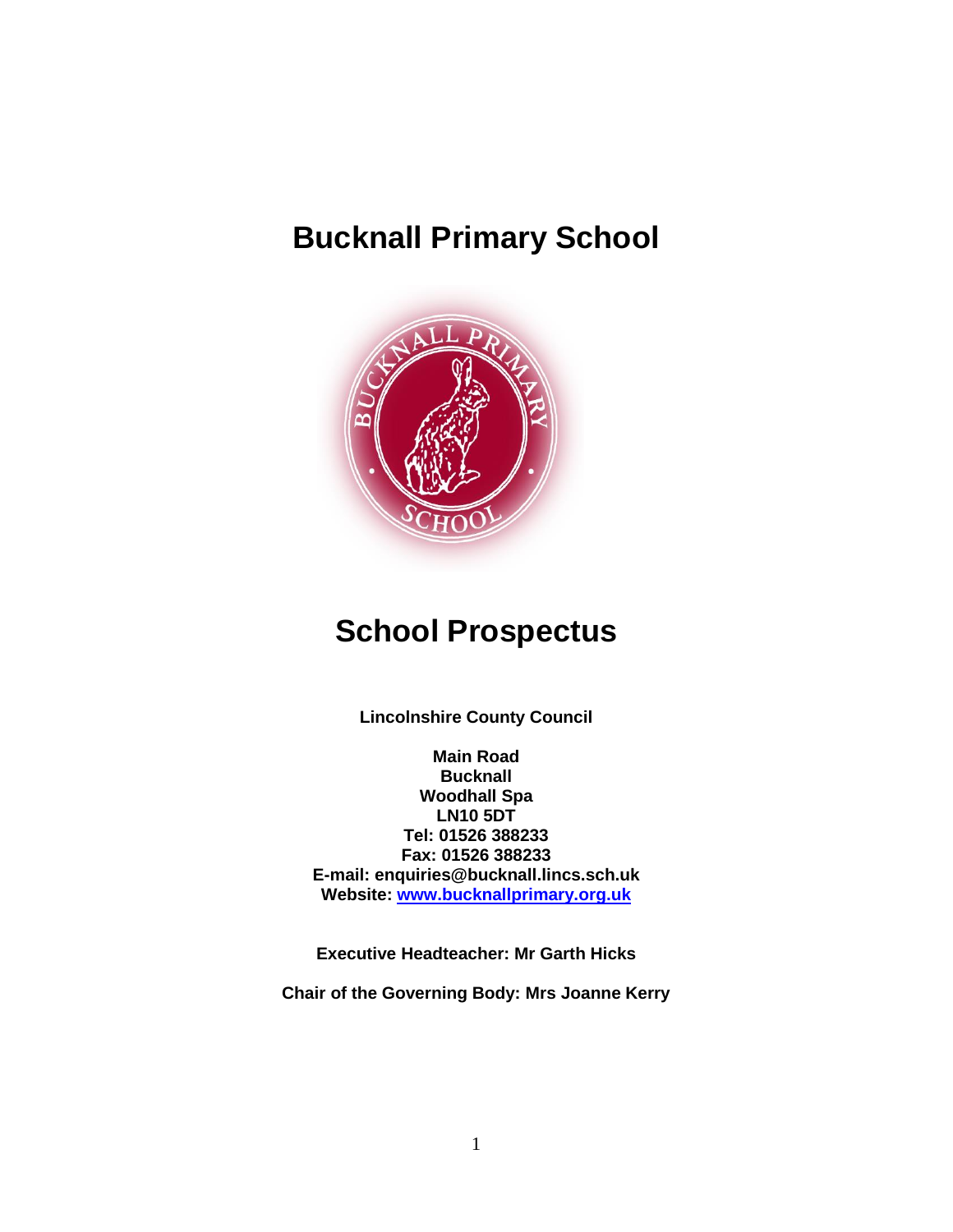# Bucknall Primary School

# School Prospectus

**Lincolnshire County Council**

**Main Road**
**Bucknall**
**Woodhall Spa**
**LN10 5DT**
**Tel: 01526 388233**
**Fax: 01526 388233**
**E-mail: enquiries@bucknall.lincs.sch.uk**
**Website: [www.bucknallprimary.org.uk](http://www.bucknallprimary.org.uk)**

**Executive Headteacher: Mr Garth Hicks**

**Chair of the Governing Body: Mrs Joanne Kerry**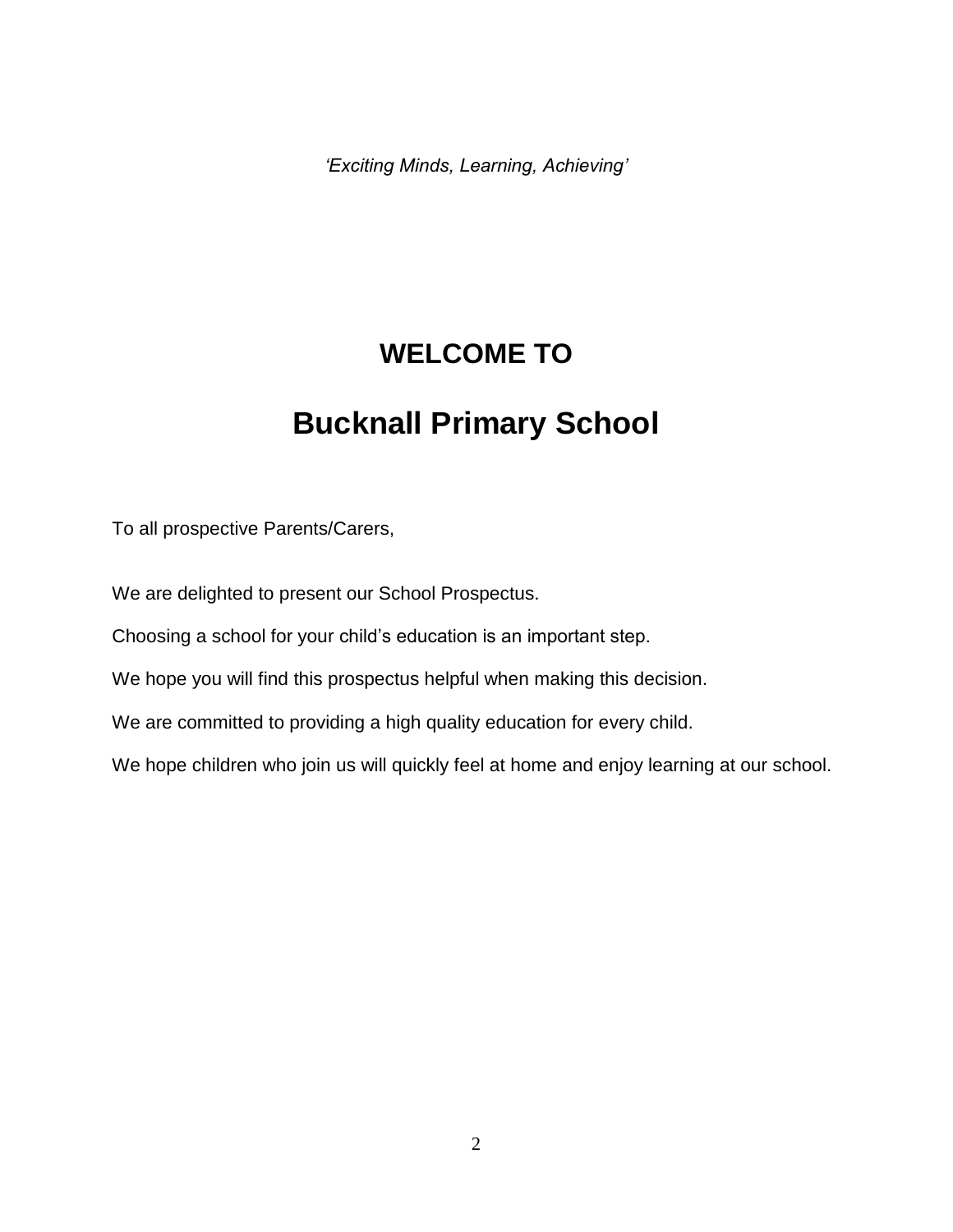*'Exciting Minds, Learning, Achieving'*

# WELCOME TO

# Bucknall Primary School

To all prospective Parents/Carers,

We are delighted to present our School Prospectus.

Choosing a school for your child's education is an important step.

We hope you will find this prospectus helpful when making this decision.

We are committed to providing a high quality education for every child.

We hope children who join us will quickly feel at home and enjoy learning at our school.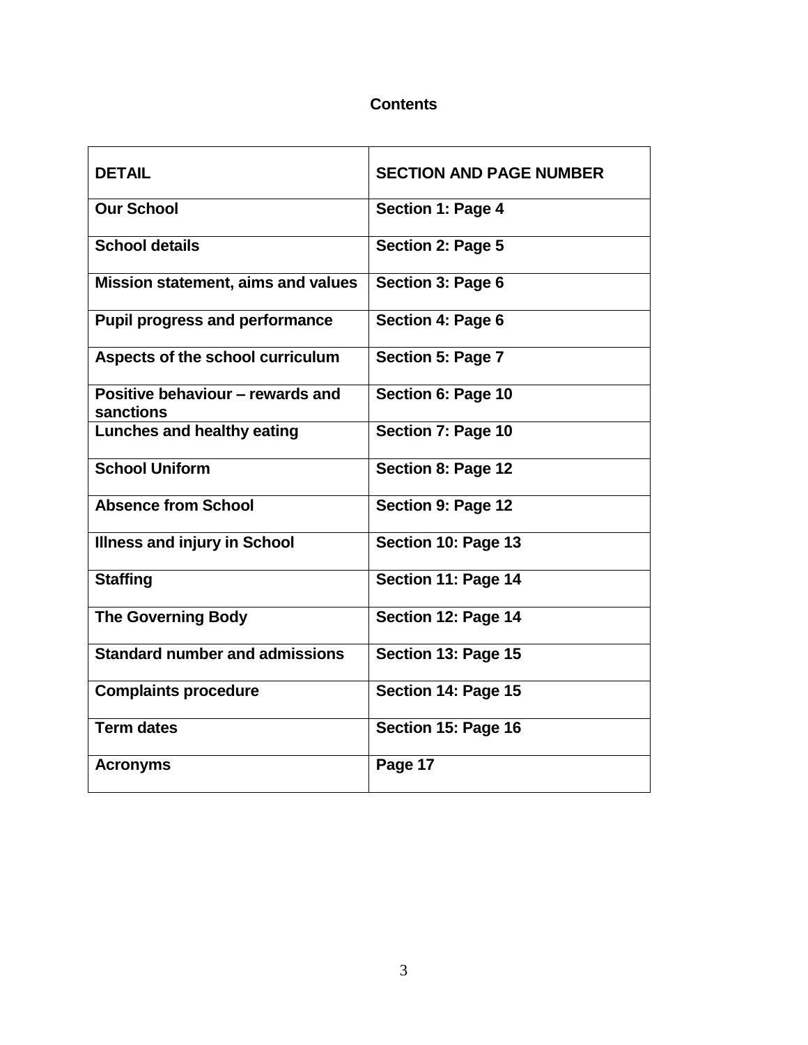# Contents

| DETAIL | SECTION AND PAGE NUMBER |
| --- | --- |
| Our School | Section 1: Page 4 |
| School details | Section 2: Page 5 |
| Mission statement, aims and values | Section 3: Page 6 |
| Pupil progress and performance | Section 4: Page 6 |
| Aspects of the school curriculum | Section 5: Page 7 |
| Positive behaviour – rewards and sanctions | Section 6: Page 10 |
| Lunches and healthy eating | Section 7: Page 10 |
| School Uniform | Section 8: Page 12 |
| Absence from School | Section 9: Page 12 |
| Illness and injury in School | Section 10: Page 13 |
| Staffing | Section 11: Page 14 |
| The Governing Body | Section 12: Page 14 |
| Standard number and admissions | Section 13: Page 15 |
| Complaints procedure | Section 14: Page 15 |
| Term dates | Section 15: Page 16 |
| Acronyms | Page 17 |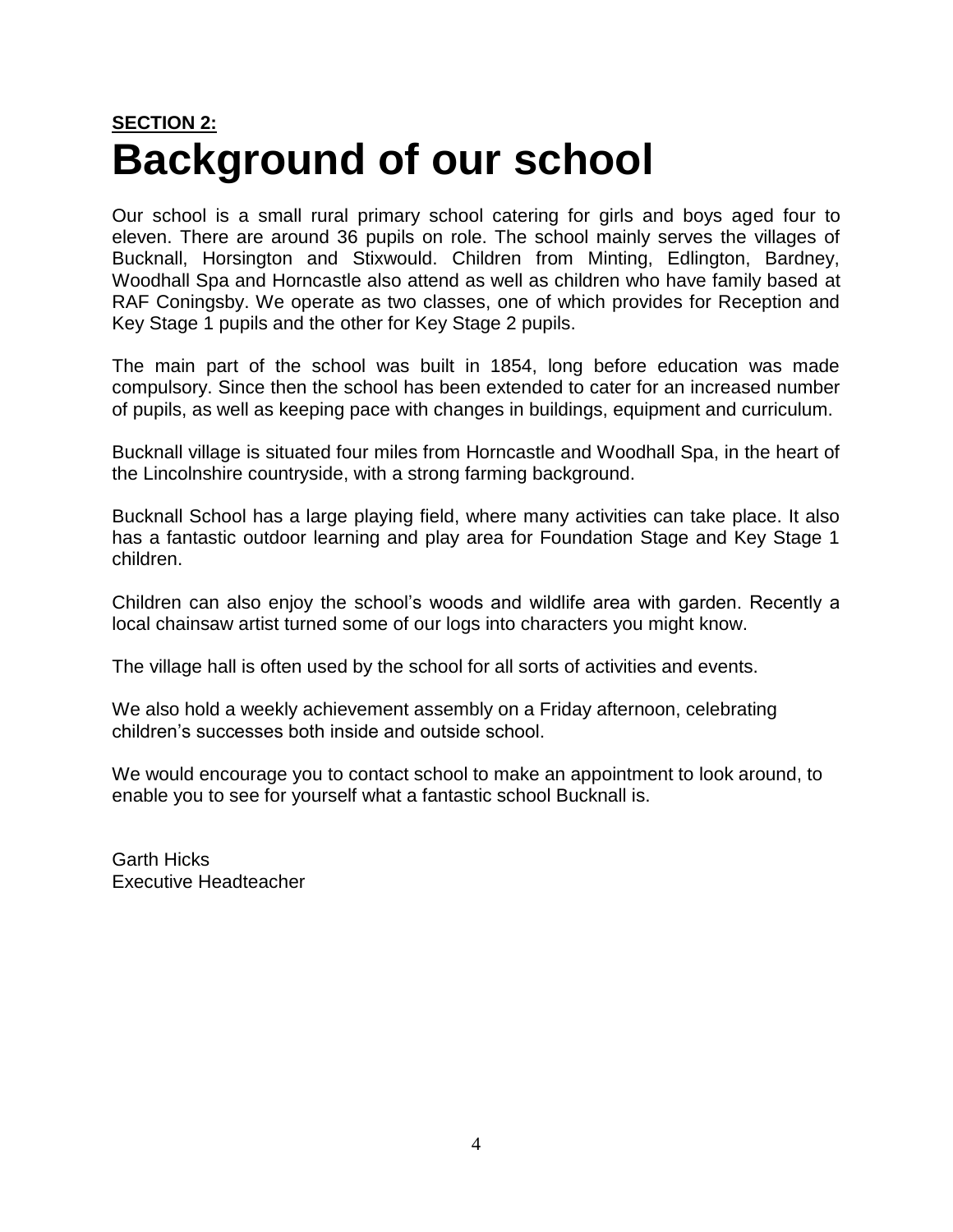**SECTION 2:**

# Background of our school

Our school is a small rural primary school catering for girls and boys aged four to eleven. There are around 36 pupils on role. The school mainly serves the villages of Bucknall, Horsington and Stixwould. Children from Minting, Edlington, Bardney, Woodhall Spa and Horncastle also attend as well as children who have family based at RAF Coningsby. We operate as two classes, one of which provides for Reception and Key Stage 1 pupils and the other for Key Stage 2 pupils.

The main part of the school was built in 1854, long before education was made compulsory. Since then the school has been extended to cater for an increased number of pupils, as well as keeping pace with changes in buildings, equipment and curriculum.

Bucknall village is situated four miles from Horncastle and Woodhall Spa, in the heart of the Lincolnshire countryside, with a strong farming background.

Bucknall School has a large playing field, where many activities can take place. It also has a fantastic outdoor learning and play area for Foundation Stage and Key Stage 1 children.

Children can also enjoy the school's woods and wildlife area with garden. Recently a local chainsaw artist turned some of our logs into characters you might know.

The village hall is often used by the school for all sorts of activities and events.

We also hold a weekly achievement assembly on a Friday afternoon, celebrating children's successes both inside and outside school.

We would encourage you to contact school to make an appointment to look around, to enable you to see for yourself what a fantastic school Bucknall is.

Garth Hicks
Executive Headteacher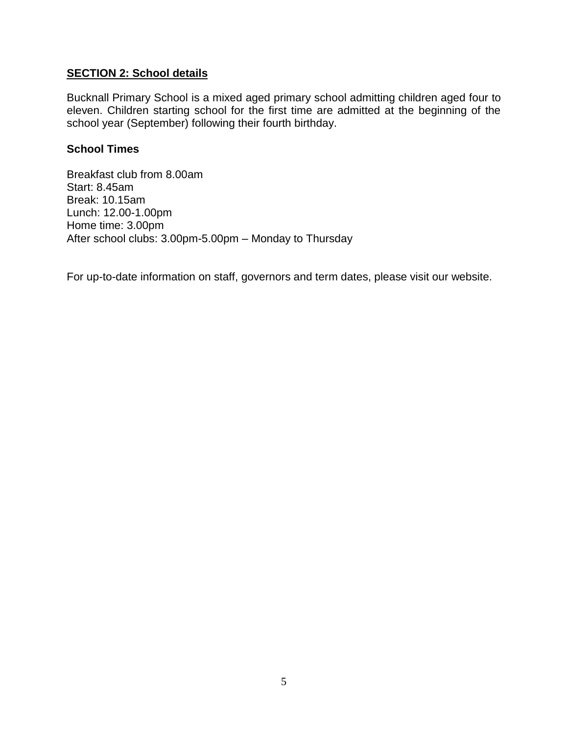## SECTION 2: School details

Bucknall Primary School is a mixed aged primary school admitting children aged four to eleven. Children starting school for the first time are admitted at the beginning of the school year (September) following their fourth birthday.

### School Times

Breakfast club from 8.00am
Start: 8.45am
Break: 10.15am
Lunch: 12.00-1.00pm
Home time: 3.00pm
After school clubs: 3.00pm-5.00pm – Monday to Thursday

For up-to-date information on staff, governors and term dates, please visit our website.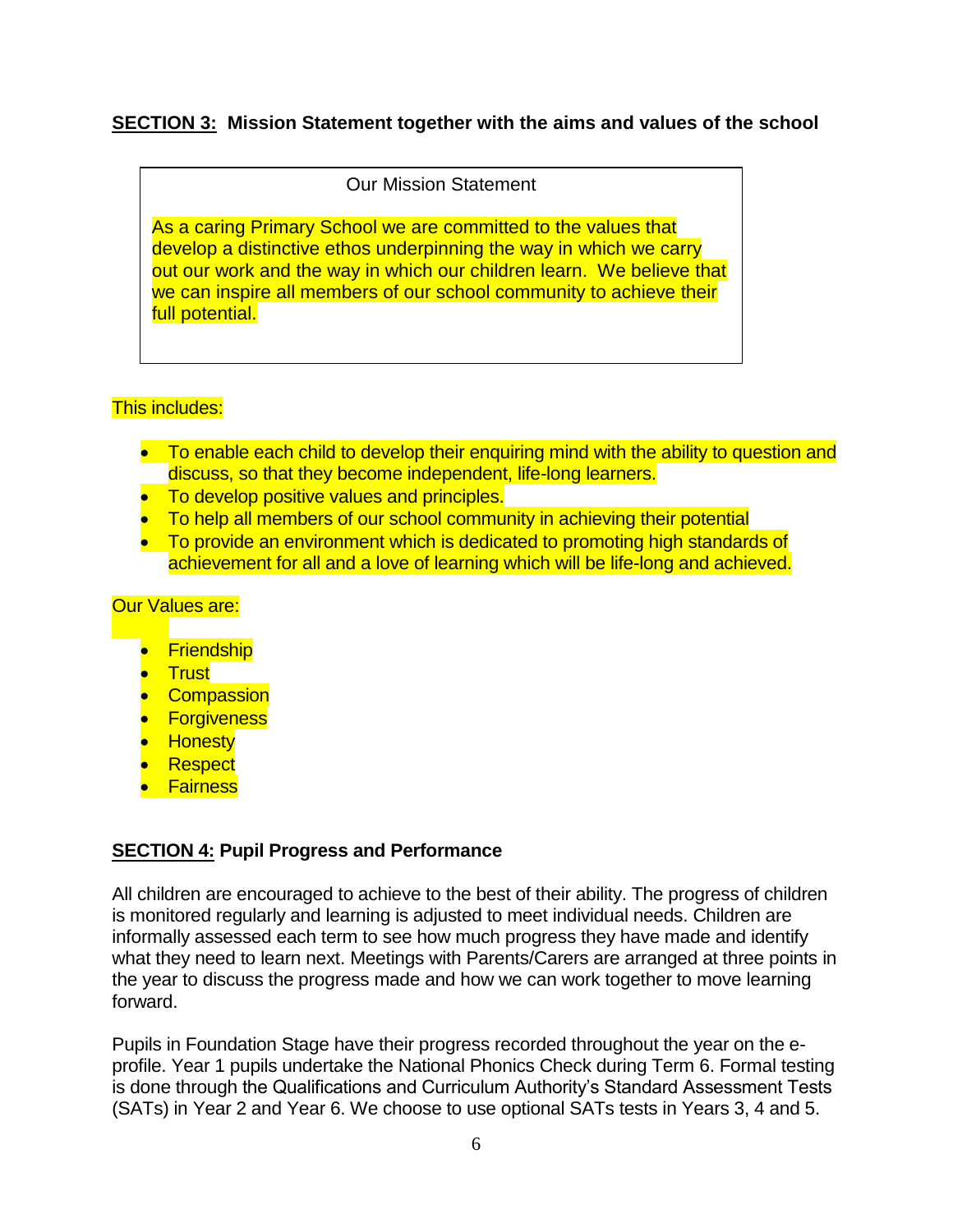## **SECTION 3:** Mission Statement together with the aims and values of the school

> Our Mission Statement
>
> As a caring Primary School we are committed to the values that develop a distinctive ethos underpinning the way in which we carry out our work and the way in which our children learn. We believe that we can inspire all members of our school community to achieve their full potential.

This includes:

- To enable each child to develop their enquiring mind with the ability to question and discuss, so that they become independent, life-long learners.
- To develop positive values and principles.
- To help all members of our school community in achieving their potential
- To provide an environment which is dedicated to promoting high standards of achievement for all and a love of learning which will be life-long and achieved.

Our Values are:

- Friendship
- Trust
- Compassion
- Forgiveness
- Honesty
- Respect
- Fairness

## **SECTION 4:** Pupil Progress and Performance

All children are encouraged to achieve to the best of their ability. The progress of children is monitored regularly and learning is adjusted to meet individual needs. Children are informally assessed each term to see how much progress they have made and identify what they need to learn next. Meetings with Parents/Carers are arranged at three points in the year to discuss the progress made and how we can work together to move learning forward.

Pupils in Foundation Stage have their progress recorded throughout the year on the e-profile. Year 1 pupils undertake the National Phonics Check during Term 6. Formal testing is done through the Qualifications and Curriculum Authority's Standard Assessment Tests (SATs) in Year 2 and Year 6. We choose to use optional SATs tests in Years 3, 4 and 5.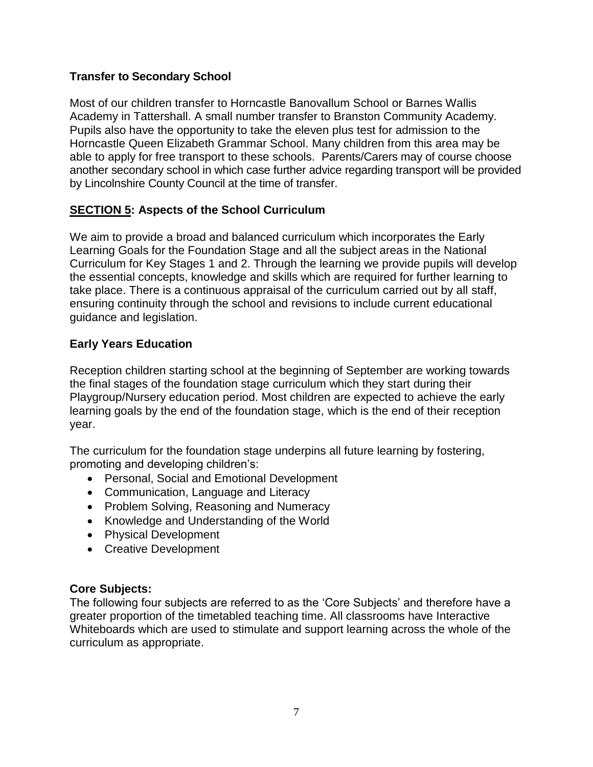### Transfer to Secondary School

Most of our children transfer to Horncastle Banovallum School or Barnes Wallis Academy in Tattershall. A small number transfer to Branston Community Academy. Pupils also have the opportunity to take the eleven plus test for admission to the Horncastle Queen Elizabeth Grammar School. Many children from this area may be able to apply for free transport to these schools. Parents/Carers may of course choose another secondary school in which case further advice regarding transport will be provided by Lincolnshire County Council at the time of transfer.

## SECTION 5: Aspects of the School Curriculum

We aim to provide a broad and balanced curriculum which incorporates the Early Learning Goals for the Foundation Stage and all the subject areas in the National Curriculum for Key Stages 1 and 2. Through the learning we provide pupils will develop the essential concepts, knowledge and skills which are required for further learning to take place. There is a continuous appraisal of the curriculum carried out by all staff, ensuring continuity through the school and revisions to include current educational guidance and legislation.

### Early Years Education

Reception children starting school at the beginning of September are working towards the final stages of the foundation stage curriculum which they start during their Playgroup/Nursery education period. Most children are expected to achieve the early learning goals by the end of the foundation stage, which is the end of their reception year.

The curriculum for the foundation stage underpins all future learning by fostering, promoting and developing children's:

- Personal, Social and Emotional Development
- Communication, Language and Literacy
- Problem Solving, Reasoning and Numeracy
- Knowledge and Understanding of the World
- Physical Development
- Creative Development

### Core Subjects:

The following four subjects are referred to as the 'Core Subjects' and therefore have a greater proportion of the timetabled teaching time. All classrooms have Interactive Whiteboards which are used to stimulate and support learning across the whole of the curriculum as appropriate.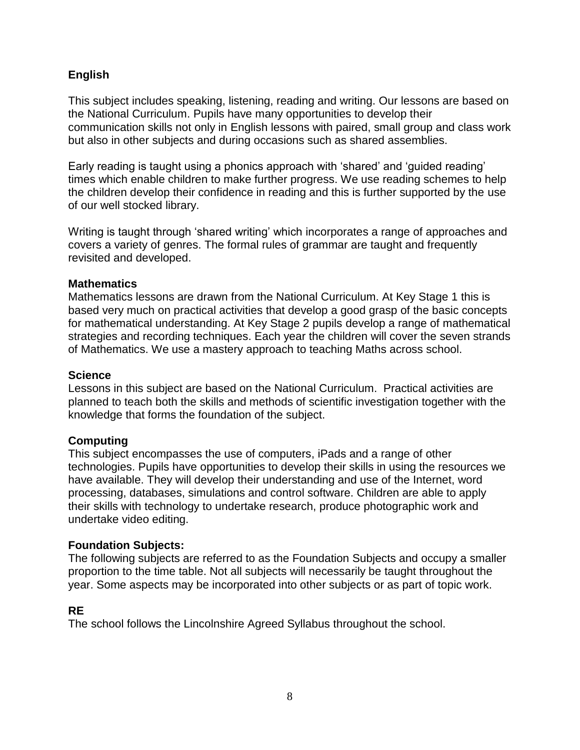## English

This subject includes speaking, listening, reading and writing. Our lessons are based on the National Curriculum. Pupils have many opportunities to develop their communication skills not only in English lessons with paired, small group and class work but also in other subjects and during occasions such as shared assemblies.

Early reading is taught using a phonics approach with 'shared' and 'guided reading' times which enable children to make further progress. We use reading schemes to help the children develop their confidence in reading and this is further supported by the use of our well stocked library.

Writing is taught through 'shared writing' which incorporates a range of approaches and covers a variety of genres. The formal rules of grammar are taught and frequently revisited and developed.

## Mathematics

Mathematics lessons are drawn from the National Curriculum. At Key Stage 1 this is based very much on practical activities that develop a good grasp of the basic concepts for mathematical understanding. At Key Stage 2 pupils develop a range of mathematical strategies and recording techniques. Each year the children will cover the seven strands of Mathematics. We use a mastery approach to teaching Maths across school.

## Science

Lessons in this subject are based on the National Curriculum. Practical activities are planned to teach both the skills and methods of scientific investigation together with the knowledge that forms the foundation of the subject.

## Computing

This subject encompasses the use of computers, iPads and a range of other technologies. Pupils have opportunities to develop their skills in using the resources we have available. They will develop their understanding and use of the Internet, word processing, databases, simulations and control software. Children are able to apply their skills with technology to undertake research, produce photographic work and undertake video editing.

## Foundation Subjects:

The following subjects are referred to as the Foundation Subjects and occupy a smaller proportion to the time table. Not all subjects will necessarily be taught throughout the year. Some aspects may be incorporated into other subjects or as part of topic work.

## RE

The school follows the Lincolnshire Agreed Syllabus throughout the school.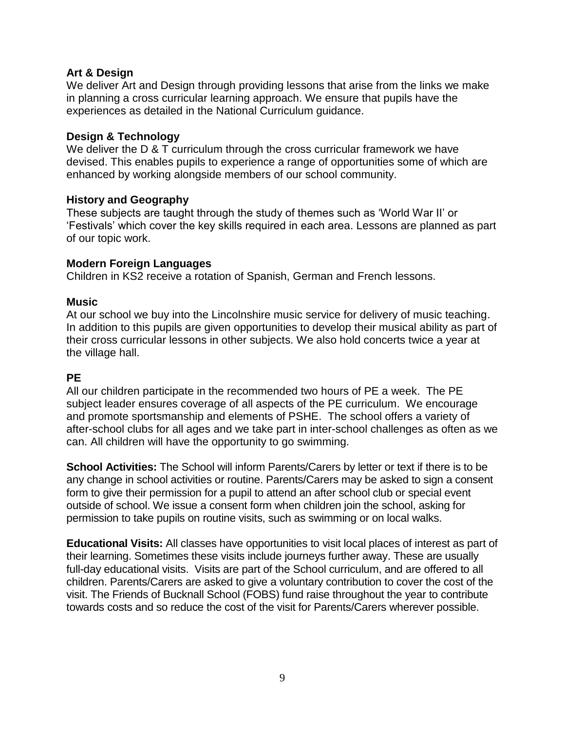### Art & Design

We deliver Art and Design through providing lessons that arise from the links we make in planning a cross curricular learning approach. We ensure that pupils have the experiences as detailed in the National Curriculum guidance.

### Design & Technology

We deliver the D & T curriculum through the cross curricular framework we have devised. This enables pupils to experience a range of opportunities some of which are enhanced by working alongside members of our school community.

### History and Geography

These subjects are taught through the study of themes such as 'World War II' or 'Festivals' which cover the key skills required in each area. Lessons are planned as part of our topic work.

### Modern Foreign Languages

Children in KS2 receive a rotation of Spanish, German and French lessons.

### Music

At our school we buy into the Lincolnshire music service for delivery of music teaching. In addition to this pupils are given opportunities to develop their musical ability as part of their cross curricular lessons in other subjects. We also hold concerts twice a year at the village hall.

### PE

All our children participate in the recommended two hours of PE a week. The PE subject leader ensures coverage of all aspects of the PE curriculum. We encourage and promote sportsmanship and elements of PSHE. The school offers a variety of after-school clubs for all ages and we take part in inter-school challenges as often as we can. All children will have the opportunity to go swimming.

**School Activities:** The School will inform Parents/Carers by letter or text if there is to be any change in school activities or routine. Parents/Carers may be asked to sign a consent form to give their permission for a pupil to attend an after school club or special event outside of school. We issue a consent form when children join the school, asking for permission to take pupils on routine visits, such as swimming or on local walks.

**Educational Visits:** All classes have opportunities to visit local places of interest as part of their learning. Sometimes these visits include journeys further away. These are usually full-day educational visits. Visits are part of the School curriculum, and are offered to all children. Parents/Carers are asked to give a voluntary contribution to cover the cost of the visit. The Friends of Bucknall School (FOBS) fund raise throughout the year to contribute towards costs and so reduce the cost of the visit for Parents/Carers wherever possible.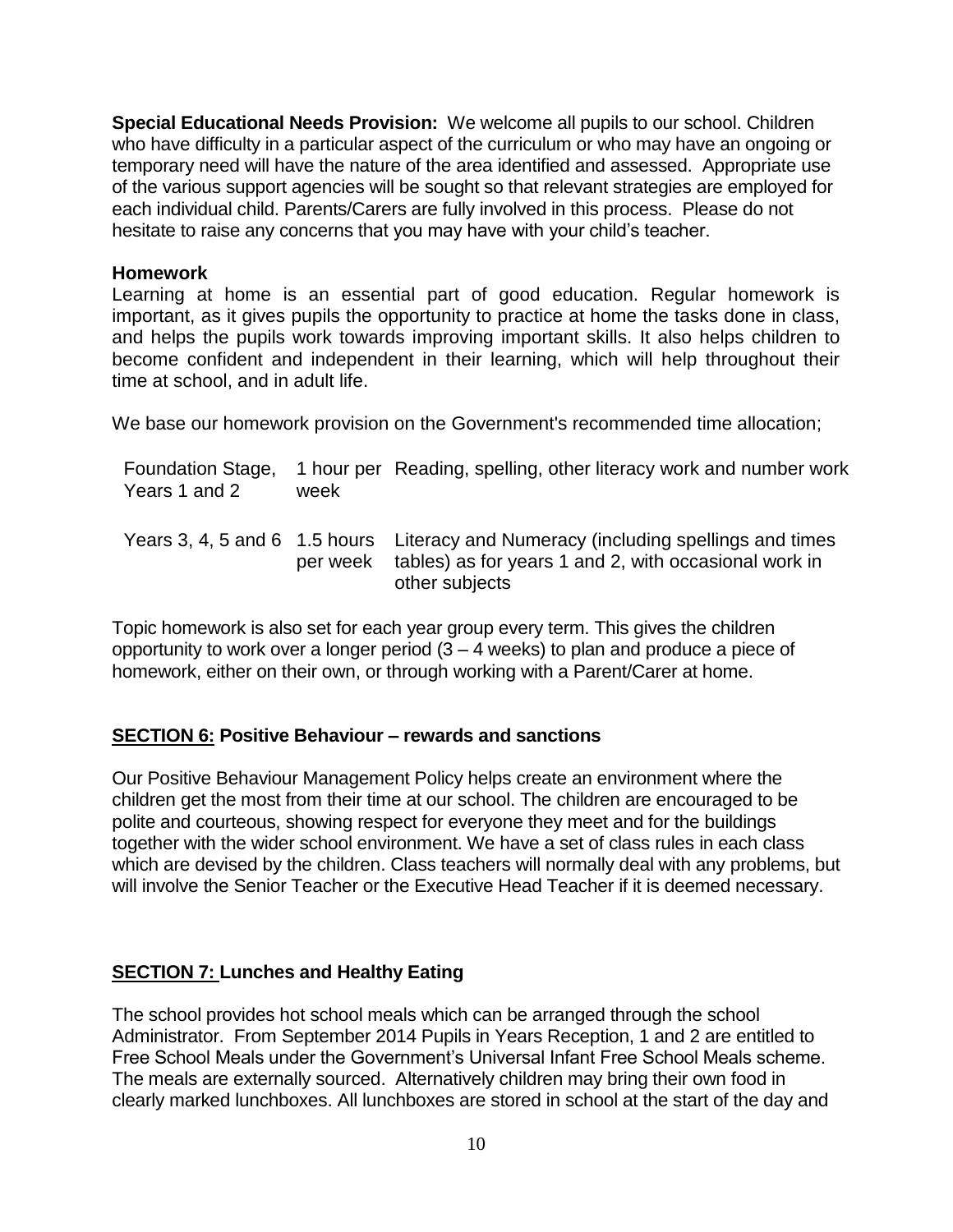**Special Educational Needs Provision:** We welcome all pupils to our school. Children who have difficulty in a particular aspect of the curriculum or who may have an ongoing or temporary need will have the nature of the area identified and assessed. Appropriate use of the various support agencies will be sought so that relevant strategies are employed for each individual child. Parents/Carers are fully involved in this process. Please do not hesitate to raise any concerns that you may have with your child's teacher.

**Homework**

Learning at home is an essential part of good education. Regular homework is important, as it gives pupils the opportunity to practice at home the tasks done in class, and helps the pupils work towards improving important skills. It also helps children to become confident and independent in their learning, which will help throughout their time at school, and in adult life.

We base our homework provision on the Government's recommended time allocation;

| | | |
|---|---|---|
| Foundation Stage, Years 1 and 2 | 1 hour per week | Reading, spelling, other literacy work and number work |
| Years 3, 4, 5 and 6 | 1.5 hours per week | Literacy and Numeracy (including spellings and times tables) as for years 1 and 2, with occasional work in other subjects |

Topic homework is also set for each year group every term. This gives the children opportunity to work over a longer period (3 – 4 weeks) to plan and produce a piece of homework, either on their own, or through working with a Parent/Carer at home.

## SECTION 6: Positive Behaviour – rewards and sanctions

Our Positive Behaviour Management Policy helps create an environment where the children get the most from their time at our school. The children are encouraged to be polite and courteous, showing respect for everyone they meet and for the buildings together with the wider school environment. We have a set of class rules in each class which are devised by the children. Class teachers will normally deal with any problems, but will involve the Senior Teacher or the Executive Head Teacher if it is deemed necessary.

## SECTION 7: Lunches and Healthy Eating

The school provides hot school meals which can be arranged through the school Administrator. From September 2014 Pupils in Years Reception, 1 and 2 are entitled to Free School Meals under the Government's Universal Infant Free School Meals scheme. The meals are externally sourced. Alternatively children may bring their own food in clearly marked lunchboxes. All lunchboxes are stored in school at the start of the day and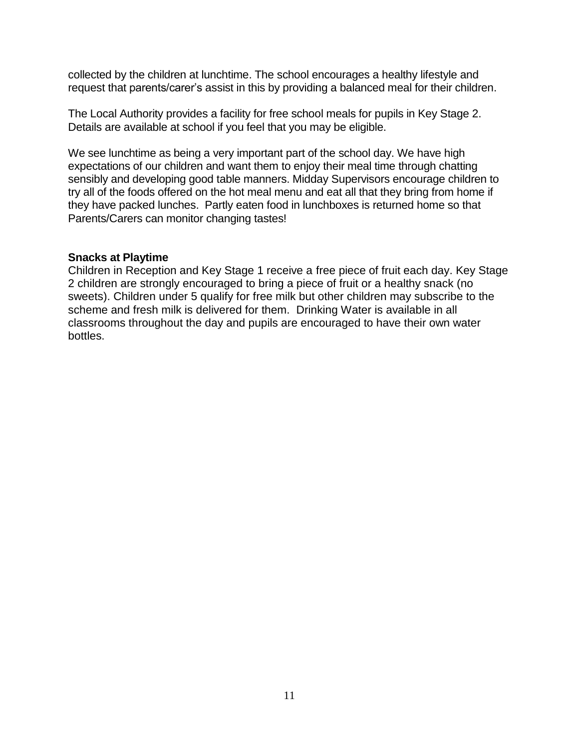collected by the children at lunchtime. The school encourages a healthy lifestyle and request that parents/carer's assist in this by providing a balanced meal for their children.

The Local Authority provides a facility for free school meals for pupils in Key Stage 2. Details are available at school if you feel that you may be eligible.

We see lunchtime as being a very important part of the school day. We have high expectations of our children and want them to enjoy their meal time through chatting sensibly and developing good table manners. Midday Supervisors encourage children to try all of the foods offered on the hot meal menu and eat all that they bring from home if they have packed lunches. Partly eaten food in lunchboxes is returned home so that Parents/Carers can monitor changing tastes!

**Snacks at Playtime**

Children in Reception and Key Stage 1 receive a free piece of fruit each day. Key Stage 2 children are strongly encouraged to bring a piece of fruit or a healthy snack (no sweets). Children under 5 qualify for free milk but other children may subscribe to the scheme and fresh milk is delivered for them. Drinking Water is available in all classrooms throughout the day and pupils are encouraged to have their own water bottles.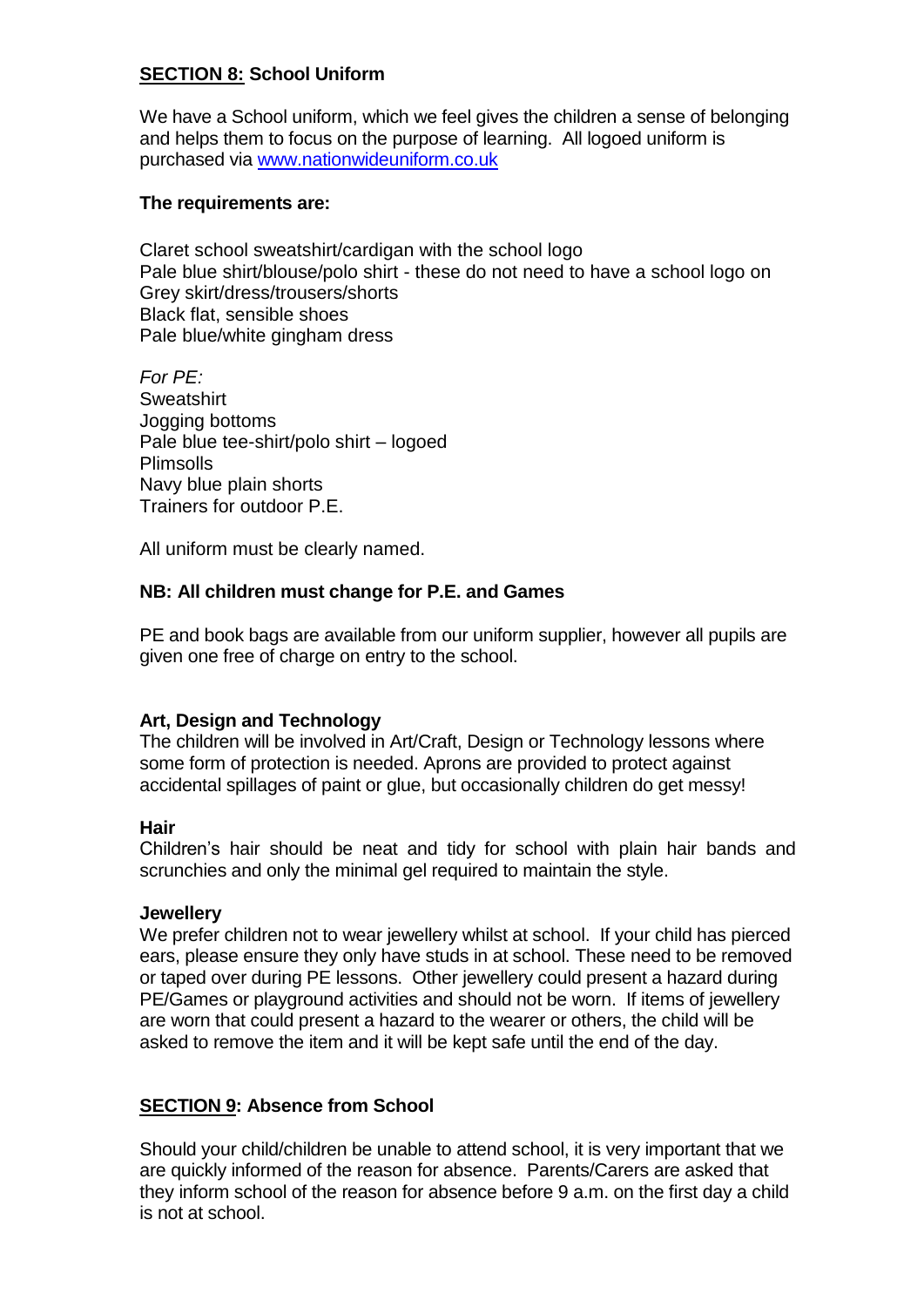## **SECTION 8:** School Uniform

We have a School uniform, which we feel gives the children a sense of belonging and helps them to focus on the purpose of learning. All logoed uniform is purchased via [www.nationwideuniform.co.uk](http://www.nationwideuniform.co.uk)

**The requirements are:**

Claret school sweatshirt/cardigan with the school logo
Pale blue shirt/blouse/polo shirt - these do not need to have a school logo on
Grey skirt/dress/trousers/shorts
Black flat, sensible shoes
Pale blue/white gingham dress

*For PE:*
Sweatshirt
Jogging bottoms
Pale blue tee-shirt/polo shirt – logoed
Plimsolls
Navy blue plain shorts
Trainers for outdoor P.E.

All uniform must be clearly named.

**NB: All children must change for P.E. and Games**

PE and book bags are available from our uniform supplier, however all pupils are given one free of charge on entry to the school.

**Art, Design and Technology**
The children will be involved in Art/Craft, Design or Technology lessons where some form of protection is needed. Aprons are provided to protect against accidental spillages of paint or glue, but occasionally children do get messy!

**Hair**
Children's hair should be neat and tidy for school with plain hair bands and scrunchies and only the minimal gel required to maintain the style.

**Jewellery**
We prefer children not to wear jewellery whilst at school. If your child has pierced ears, please ensure they only have studs in at school. These need to be removed or taped over during PE lessons. Other jewellery could present a hazard during PE/Games or playground activities and should not be worn. If items of jewellery are worn that could present a hazard to the wearer or others, the child will be asked to remove the item and it will be kept safe until the end of the day.

## **SECTION 9**: Absence from School

Should your child/children be unable to attend school, it is very important that we are quickly informed of the reason for absence. Parents/Carers are asked that they inform school of the reason for absence before 9 a.m. on the first day a child is not at school.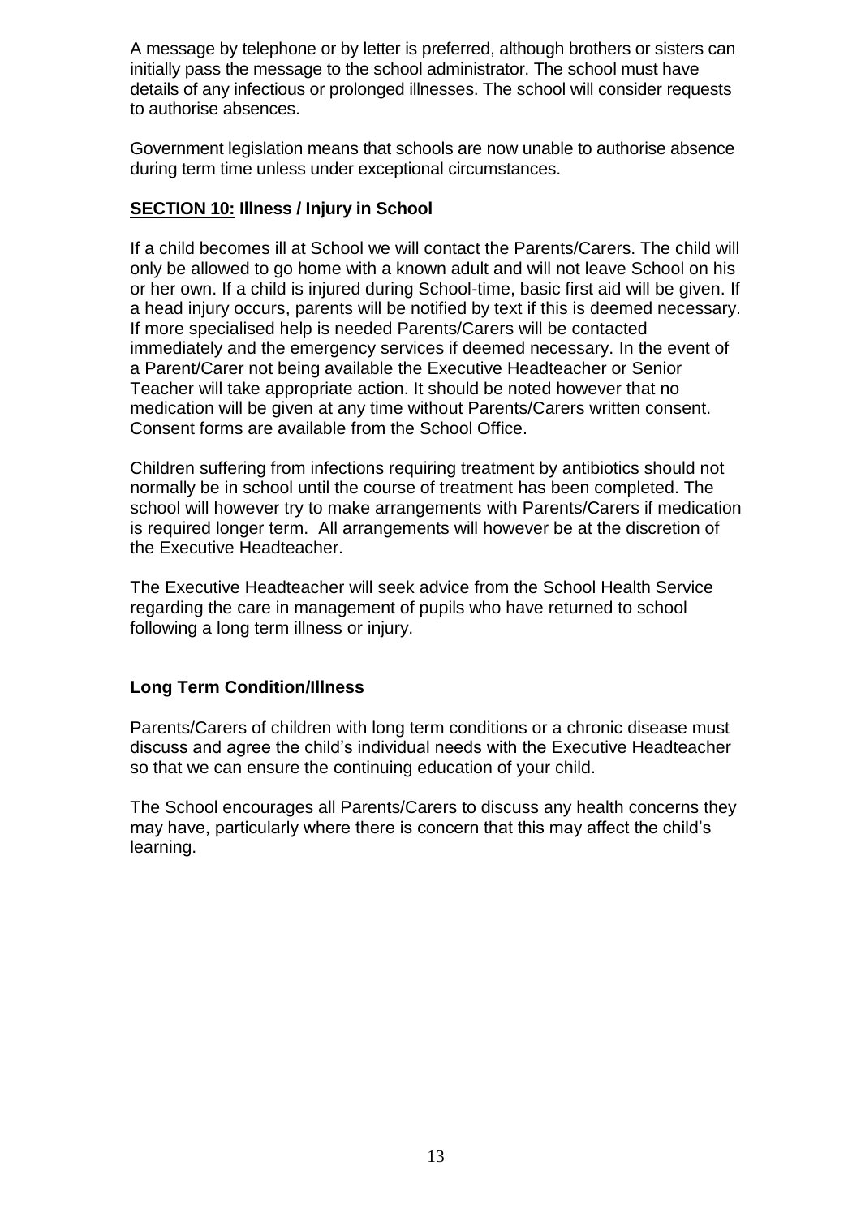A message by telephone or by letter is preferred, although brothers or sisters can initially pass the message to the school administrator. The school must have details of any infectious or prolonged illnesses. The school will consider requests to authorise absences.

Government legislation means that schools are now unable to authorise absence during term time unless under exceptional circumstances.

## <u>SECTION 10:</u> Illness / Injury in School

If a child becomes ill at School we will contact the Parents/Carers. The child will only be allowed to go home with a known adult and will not leave School on his or her own. If a child is injured during School-time, basic first aid will be given. If a head injury occurs, parents will be notified by text if this is deemed necessary. If more specialised help is needed Parents/Carers will be contacted immediately and the emergency services if deemed necessary. In the event of a Parent/Carer not being available the Executive Headteacher or Senior Teacher will take appropriate action. It should be noted however that no medication will be given at any time without Parents/Carers written consent. Consent forms are available from the School Office.

Children suffering from infections requiring treatment by antibiotics should not normally be in school until the course of treatment has been completed. The school will however try to make arrangements with Parents/Carers if medication is required longer term. All arrangements will however be at the discretion of the Executive Headteacher.

The Executive Headteacher will seek advice from the School Health Service regarding the care in management of pupils who have returned to school following a long term illness or injury.

### Long Term Condition/Illness

Parents/Carers of children with long term conditions or a chronic disease must discuss and agree the child's individual needs with the Executive Headteacher so that we can ensure the continuing education of your child.

The School encourages all Parents/Carers to discuss any health concerns they may have, particularly where there is concern that this may affect the child's learning.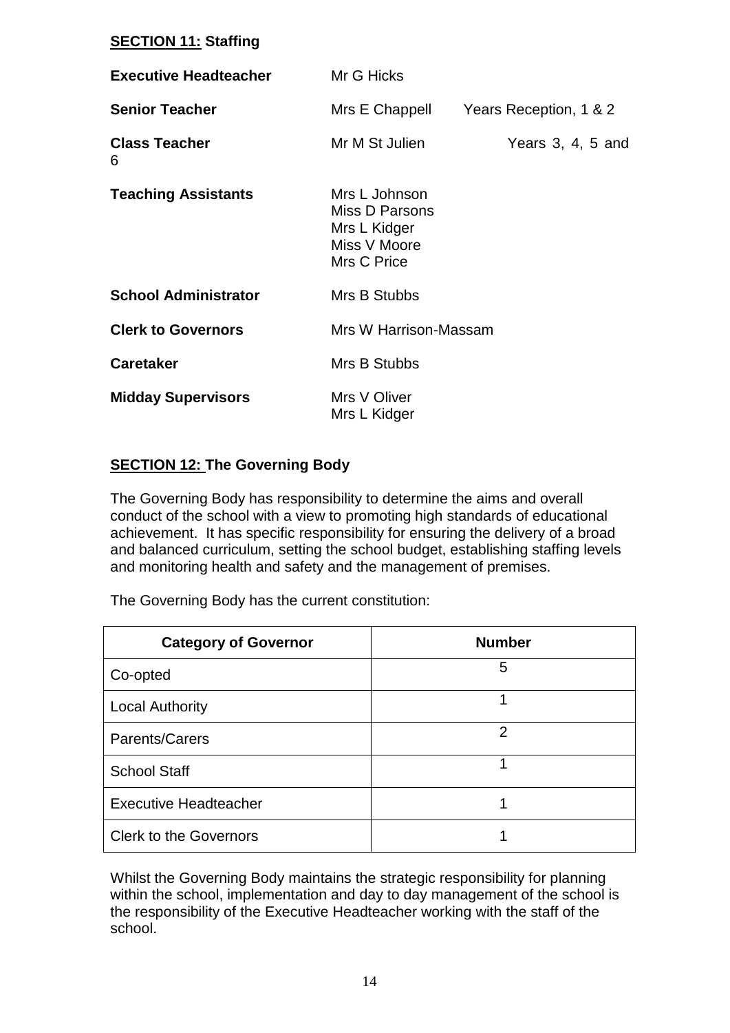**SECTION 11: Staffing**

**Executive Headteacher** Mr G Hicks

**Senior Teacher** Mrs E Chappell Years Reception, 1 & 2

**Class Teacher** Mr M St Julien Years 3, 4, 5 and 6

**Teaching Assistants** Mrs L Johnson
Miss D Parsons
Mrs L Kidger
Miss V Moore
Mrs C Price

**School Administrator** Mrs B Stubbs

**Clerk to Governors** Mrs W Harrison-Massam

**Caretaker** Mrs B Stubbs

**Midday Supervisors** Mrs V Oliver
Mrs L Kidger

**SECTION 12: The Governing Body**

The Governing Body has responsibility to determine the aims and overall conduct of the school with a view to promoting high standards of educational achievement. It has specific responsibility for ensuring the delivery of a broad and balanced curriculum, setting the school budget, establishing staffing levels and monitoring health and safety and the management of premises.

The Governing Body has the current constitution:

| Category of Governor | Number |
| --- | --- |
| Co-opted | 5 |
| Local Authority | 1 |
| Parents/Carers | 2 |
| School Staff | 1 |
| Executive Headteacher | 1 |
| Clerk to the Governors | 1 |

Whilst the Governing Body maintains the strategic responsibility for planning within the school, implementation and day to day management of the school is the responsibility of the Executive Headteacher working with the staff of the school.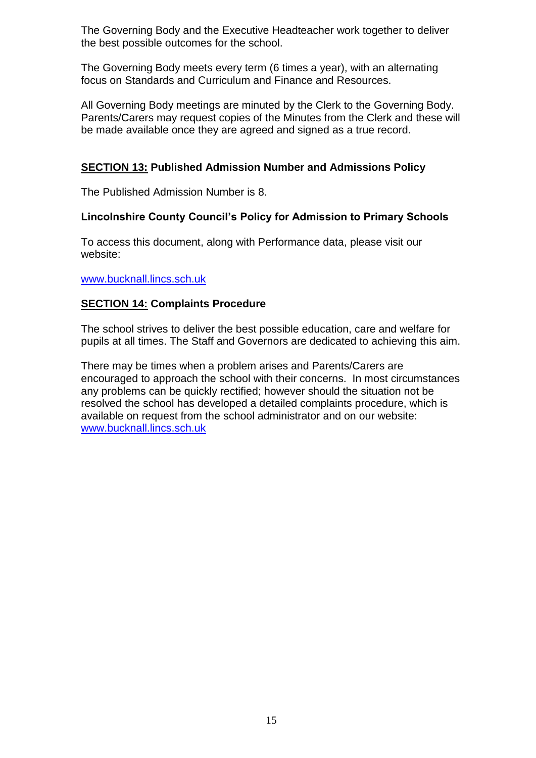The Governing Body and the Executive Headteacher work together to deliver the best possible outcomes for the school.

The Governing Body meets every term (6 times a year), with an alternating focus on Standards and Curriculum and Finance and Resources.

All Governing Body meetings are minuted by the Clerk to the Governing Body. Parents/Carers may request copies of the Minutes from the Clerk and these will be made available once they are agreed and signed as a true record.

## SECTION 13: Published Admission Number and Admissions Policy

The Published Admission Number is 8.

### Lincolnshire County Council's Policy for Admission to Primary Schools

To access this document, along with Performance data, please visit our website:

www.bucknall.lincs.sch.uk

## SECTION 14: Complaints Procedure

The school strives to deliver the best possible education, care and welfare for pupils at all times. The Staff and Governors are dedicated to achieving this aim.

There may be times when a problem arises and Parents/Carers are encouraged to approach the school with their concerns. In most circumstances any problems can be quickly rectified; however should the situation not be resolved the school has developed a detailed complaints procedure, which is available on request from the school administrator and on our website: www.bucknall.lincs.sch.uk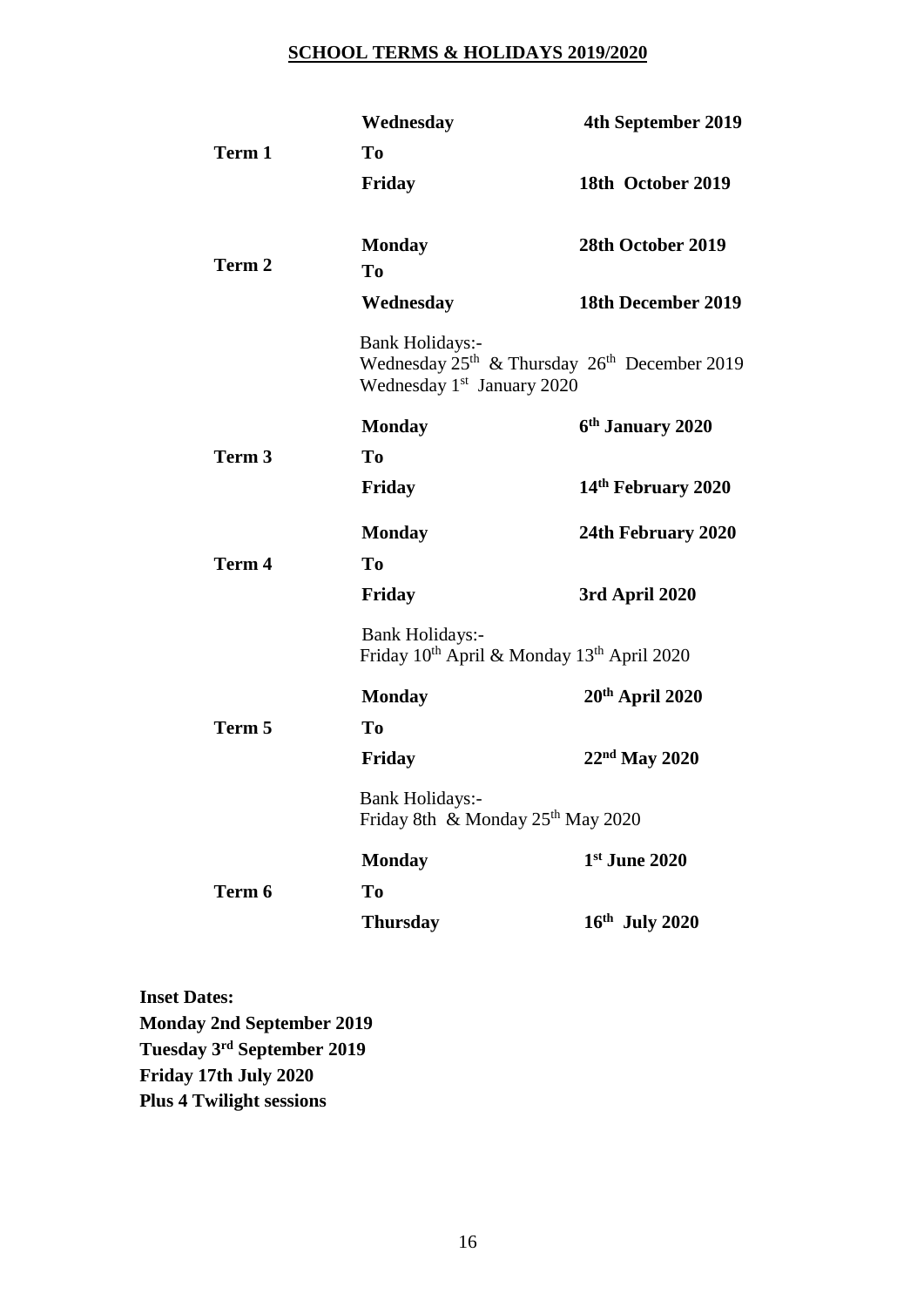## SCHOOL TERMS & HOLIDAYS 2019/2020

| | | |
|---|---|---|
| | **Wednesday** | **4th September 2019** |
| **Term 1** | **To** | |
| | **Friday** | **18th October 2019** |
| | **Monday** | **28th October 2019** |
| **Term 2** | **To** | |
| | **Wednesday** | **18th December 2019** |
| | Bank Holidays:- Wednesday 25th & Thursday 26th December 2019 Wednesday 1st January 2020 | |
| | **Monday** | **6th January 2020** |
| **Term 3** | **To** | |
| | **Friday** | **14th February 2020** |
| | **Monday** | **24th February 2020** |
| **Term 4** | **To** | |
| | **Friday** | **3rd April 2020** |
| | Bank Holidays:- Friday 10th April & Monday 13th April 2020 | |
| | **Monday** | **20th April 2020** |
| **Term 5** | **To** | |
| | **Friday** | **22nd May 2020** |
| | Bank Holidays:- Friday 8th & Monday 25th May 2020 | |
| | **Monday** | **1st June 2020** |
| **Term 6** | **To** | |
| | **Thursday** | **16th July 2020** |

**Inset Dates:**
**Monday 2nd September 2019**
**Tuesday 3rd September 2019**
**Friday 17th July 2020**
**Plus 4 Twilight sessions**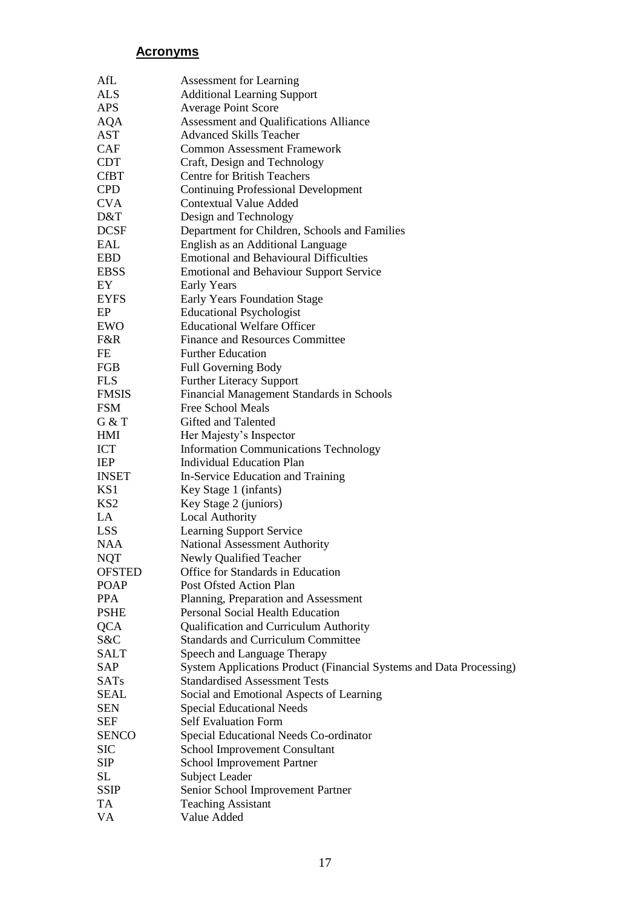## Acronyms

| | |
|---|---|
| AfL | Assessment for Learning |
| ALS | Additional Learning Support |
| APS | Average Point Score |
| AQA | Assessment and Qualifications Alliance |
| AST | Advanced Skills Teacher |
| CAF | Common Assessment Framework |
| CDT | Craft, Design and Technology |
| CfBT | Centre for British Teachers |
| CPD | Continuing Professional Development |
| CVA | Contextual Value Added |
| D&T | Design and Technology |
| DCSF | Department for Children, Schools and Families |
| EAL | English as an Additional Language |
| EBD | Emotional and Behavioural Difficulties |
| EBSS | Emotional and Behaviour Support Service |
| EY | Early Years |
| EYFS | Early Years Foundation Stage |
| EP | Educational Psychologist |
| EWO | Educational Welfare Officer |
| F&R | Finance and Resources Committee |
| FE | Further Education |
| FGB | Full Governing Body |
| FLS | Further Literacy Support |
| FMSIS | Financial Management Standards in Schools |
| FSM | Free School Meals |
| G & T | Gifted and Talented |
| HMI | Her Majesty's Inspector |
| ICT | Information Communications Technology |
| IEP | Individual Education Plan |
| INSET | In-Service Education and Training |
| KS1 | Key Stage 1 (infants) |
| KS2 | Key Stage 2 (juniors) |
| LA | Local Authority |
| LSS | Learning Support Service |
| NAA | National Assessment Authority |
| NQT | Newly Qualified Teacher |
| OFSTED | Office for Standards in Education |
| POAP | Post Ofsted Action Plan |
| PPA | Planning, Preparation and Assessment |
| PSHE | Personal Social Health Education |
| QCA | Qualification and Curriculum Authority |
| S&C | Standards and Curriculum Committee |
| SALT | Speech and Language Therapy |
| SAP | System Applications Product (Financial Systems and Data Processing) |
| SATs | Standardised Assessment Tests |
| SEAL | Social and Emotional Aspects of Learning |
| SEN | Special Educational Needs |
| SEF | Self Evaluation Form |
| SENCO | Special Educational Needs Co-ordinator |
| SIC | School Improvement Consultant |
| SIP | School Improvement Partner |
| SL | Subject Leader |
| SSIP | Senior School Improvement Partner |
| TA | Teaching Assistant |
| VA | Value Added |